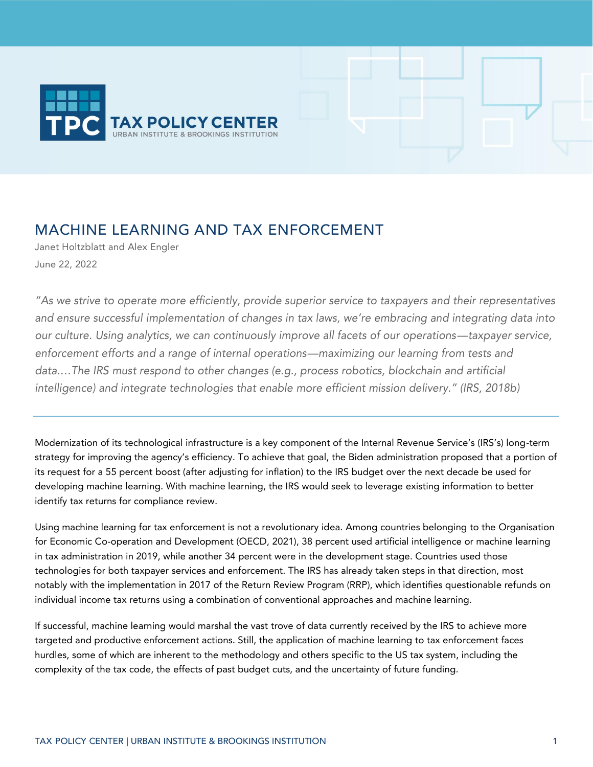TAX POLICY CENTER

URBAN INSTITUTE & BROOKINGS INSTITUTION

# MACHINE LEARNING AND TAX ENFORCEMENT

Janet Holtzblatt and Alex Engler

June 22, 2022

*"As we strive to operate more efficiently, provide superior service to taxpayers and their representatives and ensure successful implementation of changes in tax laws, we're embracing and integrating data into our culture. Using analytics, we can continuously improve all facets of our operations—taxpayer service, enforcement efforts and a range of internal operations—maximizing our learning from tests and data.…The IRS must respond to other changes (e.g., process robotics, blockchain and artificial intelligence) and integrate technologies that enable more efficient mission delivery." (IRS, 2018b)*

---

Modernization of its technological infrastructure is a key component of the Internal Revenue Service's (IRS's) long-term strategy for improving the agency's efficiency. To achieve that goal, the Biden administration proposed that a portion of its request for a 55 percent boost (after adjusting for inflation) to the IRS budget over the next decade be used for developing machine learning. With machine learning, the IRS would seek to leverage existing information to better identify tax returns for compliance review.

Using machine learning for tax enforcement is not a revolutionary idea. Among countries belonging to the Organisation for Economic Co-operation and Development (OECD, 2021), 38 percent used artificial intelligence or machine learning in tax administration in 2019, while another 34 percent were in the development stage. Countries used those technologies for both taxpayer services and enforcement. The IRS has already taken steps in that direction, most notably with the implementation in 2017 of the Return Review Program (RRP), which identifies questionable refunds on individual income tax returns using a combination of conventional approaches and machine learning.

If successful, machine learning would marshal the vast trove of data currently received by the IRS to achieve more targeted and productive enforcement actions. Still, the application of machine learning to tax enforcement faces hurdles, some of which are inherent to the methodology and others specific to the US tax system, including the complexity of the tax code, the effects of past budget cuts, and the uncertainty of future funding.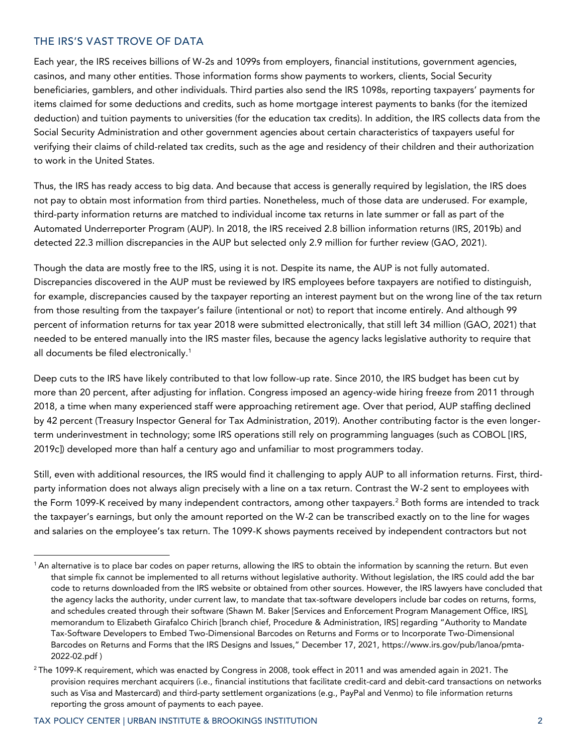## THE IRS'S VAST TROVE OF DATA

Each year, the IRS receives billions of W-2s and 1099s from employers, financial institutions, government agencies, casinos, and many other entities. Those information forms show payments to workers, clients, Social Security beneficiaries, gamblers, and other individuals. Third parties also send the IRS 1098s, reporting taxpayers' payments for items claimed for some deductions and credits, such as home mortgage interest payments to banks (for the itemized deduction) and tuition payments to universities (for the education tax credits). In addition, the IRS collects data from the Social Security Administration and other government agencies about certain characteristics of taxpayers useful for verifying their claims of child-related tax credits, such as the age and residency of their children and their authorization to work in the United States.

Thus, the IRS has ready access to big data. And because that access is generally required by legislation, the IRS does not pay to obtain most information from third parties. Nonetheless, much of those data are underused. For example, third-party information returns are matched to individual income tax returns in late summer or fall as part of the Automated Underreporter Program (AUP). In 2018, the IRS received 2.8 billion information returns (IRS, 2019b) and detected 22.3 million discrepancies in the AUP but selected only 2.9 million for further review (GAO, 2021).

Though the data are mostly free to the IRS, using it is not. Despite its name, the AUP is not fully automated. Discrepancies discovered in the AUP must be reviewed by IRS employees before taxpayers are notified to distinguish, for example, discrepancies caused by the taxpayer reporting an interest payment but on the wrong line of the tax return from those resulting from the taxpayer's failure (intentional or not) to report that income entirely. And although 99 percent of information returns for tax year 2018 were submitted electronically, that still left 34 million (GAO, 2021) that needed to be entered manually into the IRS master files, because the agency lacks legislative authority to require that all documents be filed electronically.[1]

Deep cuts to the IRS have likely contributed to that low follow-up rate. Since 2010, the IRS budget has been cut by more than 20 percent, after adjusting for inflation. Congress imposed an agency-wide hiring freeze from 2011 through 2018, a time when many experienced staff were approaching retirement age. Over that period, AUP staffing declined by 42 percent (Treasury Inspector General for Tax Administration, 2019). Another contributing factor is the even longer-term underinvestment in technology; some IRS operations still rely on programming languages (such as COBOL [IRS, 2019c]) developed more than half a century ago and unfamiliar to most programmers today.

Still, even with additional resources, the IRS would find it challenging to apply AUP to all information returns. First, third-party information does not always align precisely with a line on a tax return. Contrast the W-2 sent to employees with the Form 1099-K received by many independent contractors, among other taxpayers.[2] Both forms are intended to track the taxpayer's earnings, but only the amount reported on the W-2 can be transcribed exactly on to the line for wages and salaries on the employee's tax return. The 1099-K shows payments received by independent contractors but not

---

[1] An alternative is to place bar codes on paper returns, allowing the IRS to obtain the information by scanning the return. But even that simple fix cannot be implemented to all returns without legislative authority. Without legislation, the IRS could add the bar code to returns downloaded from the IRS website or obtained from other sources. However, the IRS lawyers have concluded that the agency lacks the authority, under current law, to mandate that tax-software developers include bar codes on returns, forms, and schedules created through their software (Shawn M. Baker [Services and Enforcement Program Management Office, IRS], memorandum to Elizabeth Girafalco Chirich [branch chief, Procedure & Administration, IRS] regarding "Authority to Mandate Tax-Software Developers to Embed Two-Dimensional Barcodes on Returns and Forms or to Incorporate Two-Dimensional Barcodes on Returns and Forms that the IRS Designs and Issues," December 17, 2021, https://www.irs.gov/pub/lanoa/pmta-2022-02.pdf )

[2] The 1099-K requirement, which was enacted by Congress in 2008, took effect in 2011 and was amended again in 2021. The provision requires merchant acquirers (i.e., financial institutions that facilitate credit-card and debit-card transactions on networks such as Visa and Mastercard) and third-party settlement organizations (e.g., PayPal and Venmo) to file information returns reporting the gross amount of payments to each payee.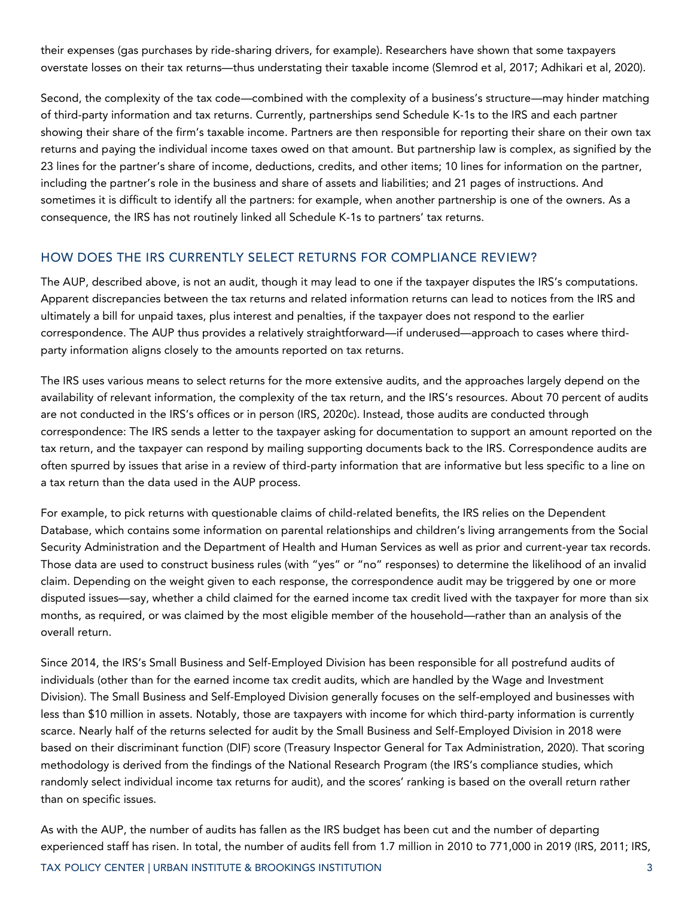their expenses (gas purchases by ride-sharing drivers, for example). Researchers have shown that some taxpayers overstate losses on their tax returns—thus understating their taxable income (Slemrod et al, 2017; Adhikari et al, 2020).

Second, the complexity of the tax code—combined with the complexity of a business's structure—may hinder matching of third-party information and tax returns. Currently, partnerships send Schedule K-1s to the IRS and each partner showing their share of the firm's taxable income. Partners are then responsible for reporting their share on their own tax returns and paying the individual income taxes owed on that amount. But partnership law is complex, as signified by the 23 lines for the partner's share of income, deductions, credits, and other items; 10 lines for information on the partner, including the partner's role in the business and share of assets and liabilities; and 21 pages of instructions. And sometimes it is difficult to identify all the partners: for example, when another partnership is one of the owners. As a consequence, the IRS has not routinely linked all Schedule K-1s to partners' tax returns.

## HOW DOES THE IRS CURRENTLY SELECT RETURNS FOR COMPLIANCE REVIEW?

The AUP, described above, is not an audit, though it may lead to one if the taxpayer disputes the IRS's computations. Apparent discrepancies between the tax returns and related information returns can lead to notices from the IRS and ultimately a bill for unpaid taxes, plus interest and penalties, if the taxpayer does not respond to the earlier correspondence. The AUP thus provides a relatively straightforward—if underused—approach to cases where third-party information aligns closely to the amounts reported on tax returns.

The IRS uses various means to select returns for the more extensive audits, and the approaches largely depend on the availability of relevant information, the complexity of the tax return, and the IRS's resources. About 70 percent of audits are not conducted in the IRS's offices or in person (IRS, 2020c). Instead, those audits are conducted through correspondence: The IRS sends a letter to the taxpayer asking for documentation to support an amount reported on the tax return, and the taxpayer can respond by mailing supporting documents back to the IRS. Correspondence audits are often spurred by issues that arise in a review of third-party information that are informative but less specific to a line on a tax return than the data used in the AUP process.

For example, to pick returns with questionable claims of child-related benefits, the IRS relies on the Dependent Database, which contains some information on parental relationships and children's living arrangements from the Social Security Administration and the Department of Health and Human Services as well as prior and current-year tax records. Those data are used to construct business rules (with "yes" or "no" responses) to determine the likelihood of an invalid claim. Depending on the weight given to each response, the correspondence audit may be triggered by one or more disputed issues—say, whether a child claimed for the earned income tax credit lived with the taxpayer for more than six months, as required, or was claimed by the most eligible member of the household—rather than an analysis of the overall return.

Since 2014, the IRS's Small Business and Self-Employed Division has been responsible for all postrefund audits of individuals (other than for the earned income tax credit audits, which are handled by the Wage and Investment Division). The Small Business and Self-Employed Division generally focuses on the self-employed and businesses with less than $10 million in assets. Notably, those are taxpayers with income for which third-party information is currently scarce. Nearly half of the returns selected for audit by the Small Business and Self-Employed Division in 2018 were based on their discriminant function (DIF) score (Treasury Inspector General for Tax Administration, 2020). That scoring methodology is derived from the findings of the National Research Program (the IRS's compliance studies, which randomly select individual income tax returns for audit), and the scores' ranking is based on the overall return rather than on specific issues.

As with the AUP, the number of audits has fallen as the IRS budget has been cut and the number of departing experienced staff has risen. In total, the number of audits fell from 1.7 million in 2010 to 771,000 in 2019 (IRS, 2011; IRS,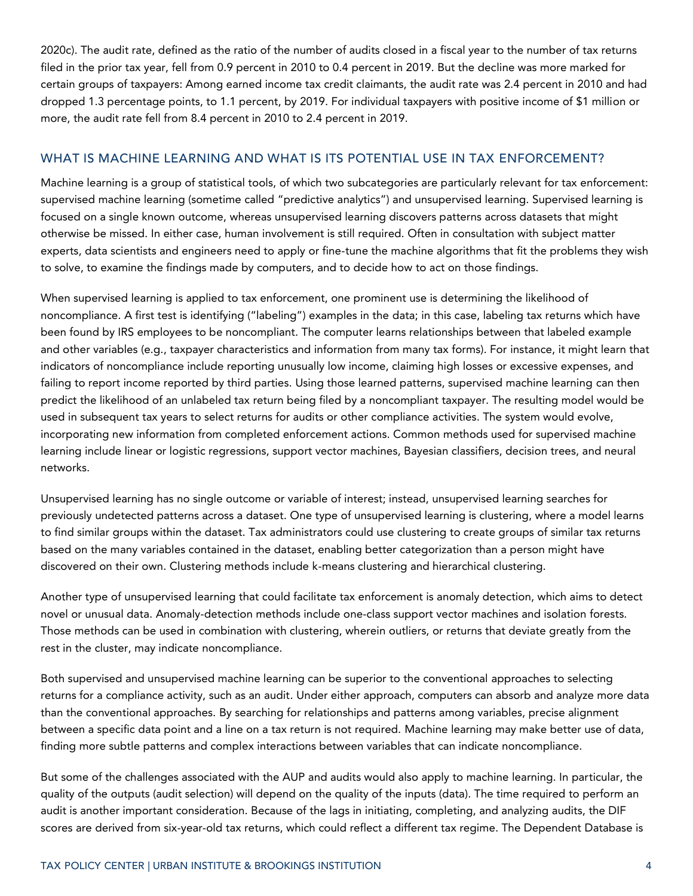2020c). The audit rate, defined as the ratio of the number of audits closed in a fiscal year to the number of tax returns filed in the prior tax year, fell from 0.9 percent in 2010 to 0.4 percent in 2019. But the decline was more marked for certain groups of taxpayers: Among earned income tax credit claimants, the audit rate was 2.4 percent in 2010 and had dropped 1.3 percentage points, to 1.1 percent, by 2019. For individual taxpayers with positive income of $1 million or more, the audit rate fell from 8.4 percent in 2010 to 2.4 percent in 2019.

## WHAT IS MACHINE LEARNING AND WHAT IS ITS POTENTIAL USE IN TAX ENFORCEMENT?

Machine learning is a group of statistical tools, of which two subcategories are particularly relevant for tax enforcement: supervised machine learning (sometime called "predictive analytics") and unsupervised learning. Supervised learning is focused on a single known outcome, whereas unsupervised learning discovers patterns across datasets that might otherwise be missed. In either case, human involvement is still required. Often in consultation with subject matter experts, data scientists and engineers need to apply or fine-tune the machine algorithms that fit the problems they wish to solve, to examine the findings made by computers, and to decide how to act on those findings.

When supervised learning is applied to tax enforcement, one prominent use is determining the likelihood of noncompliance. A first test is identifying ("labeling") examples in the data; in this case, labeling tax returns which have been found by IRS employees to be noncompliant. The computer learns relationships between that labeled example and other variables (e.g., taxpayer characteristics and information from many tax forms). For instance, it might learn that indicators of noncompliance include reporting unusually low income, claiming high losses or excessive expenses, and failing to report income reported by third parties. Using those learned patterns, supervised machine learning can then predict the likelihood of an unlabeled tax return being filed by a noncompliant taxpayer. The resulting model would be used in subsequent tax years to select returns for audits or other compliance activities. The system would evolve, incorporating new information from completed enforcement actions. Common methods used for supervised machine learning include linear or logistic regressions, support vector machines, Bayesian classifiers, decision trees, and neural networks.

Unsupervised learning has no single outcome or variable of interest; instead, unsupervised learning searches for previously undetected patterns across a dataset. One type of unsupervised learning is clustering, where a model learns to find similar groups within the dataset. Tax administrators could use clustering to create groups of similar tax returns based on the many variables contained in the dataset, enabling better categorization than a person might have discovered on their own. Clustering methods include k-means clustering and hierarchical clustering.

Another type of unsupervised learning that could facilitate tax enforcement is anomaly detection, which aims to detect novel or unusual data. Anomaly-detection methods include one-class support vector machines and isolation forests. Those methods can be used in combination with clustering, wherein outliers, or returns that deviate greatly from the rest in the cluster, may indicate noncompliance.

Both supervised and unsupervised machine learning can be superior to the conventional approaches to selecting returns for a compliance activity, such as an audit. Under either approach, computers can absorb and analyze more data than the conventional approaches. By searching for relationships and patterns among variables, precise alignment between a specific data point and a line on a tax return is not required. Machine learning may make better use of data, finding more subtle patterns and complex interactions between variables that can indicate noncompliance.

But some of the challenges associated with the AUP and audits would also apply to machine learning. In particular, the quality of the outputs (audit selection) will depend on the quality of the inputs (data). The time required to perform an audit is another important consideration. Because of the lags in initiating, completing, and analyzing audits, the DIF scores are derived from six-year-old tax returns, which could reflect a different tax regime. The Dependent Database is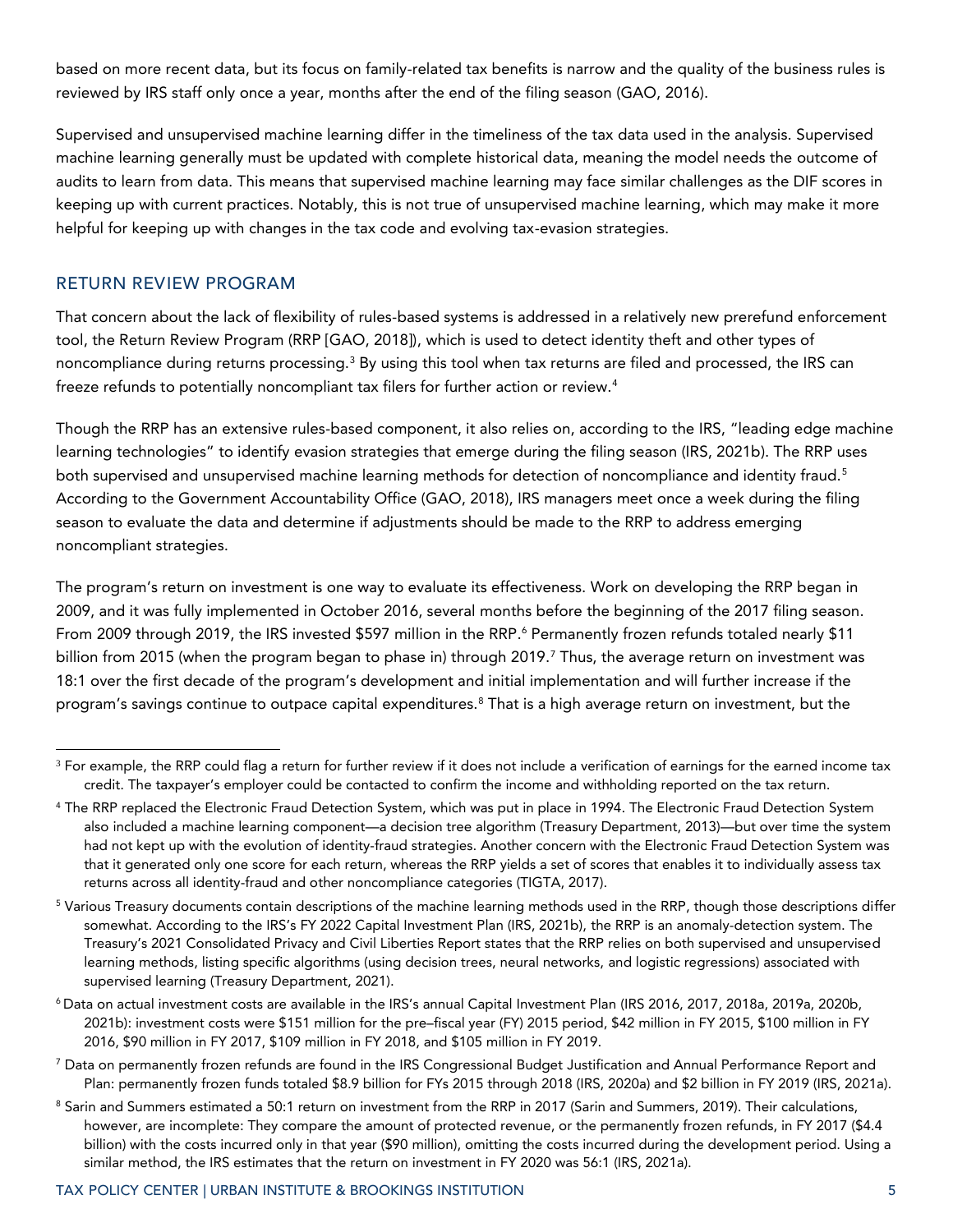based on more recent data, but its focus on family-related tax benefits is narrow and the quality of the business rules is reviewed by IRS staff only once a year, months after the end of the filing season (GAO, 2016).

Supervised and unsupervised machine learning differ in the timeliness of the tax data used in the analysis. Supervised machine learning generally must be updated with complete historical data, meaning the model needs the outcome of audits to learn from data. This means that supervised machine learning may face similar challenges as the DIF scores in keeping up with current practices. Notably, this is not true of unsupervised machine learning, which may make it more helpful for keeping up with changes in the tax code and evolving tax-evasion strategies.

## RETURN REVIEW PROGRAM

That concern about the lack of flexibility of rules-based systems is addressed in a relatively new prerefund enforcement tool, the Return Review Program (RRP [GAO, 2018]), which is used to detect identity theft and other types of noncompliance during returns processing.[3] By using this tool when tax returns are filed and processed, the IRS can freeze refunds to potentially noncompliant tax filers for further action or review.[4]

Though the RRP has an extensive rules-based component, it also relies on, according to the IRS, "leading edge machine learning technologies" to identify evasion strategies that emerge during the filing season (IRS, 2021b). The RRP uses both supervised and unsupervised machine learning methods for detection of noncompliance and identity fraud.[5] According to the Government Accountability Office (GAO, 2018), IRS managers meet once a week during the filing season to evaluate the data and determine if adjustments should be made to the RRP to address emerging noncompliant strategies.

The program's return on investment is one way to evaluate its effectiveness. Work on developing the RRP began in 2009, and it was fully implemented in October 2016, several months before the beginning of the 2017 filing season. From 2009 through 2019, the IRS invested $597 million in the RRP.[6] Permanently frozen refunds totaled nearly $11 billion from 2015 (when the program began to phase in) through 2019.[7] Thus, the average return on investment was 18:1 over the first decade of the program's development and initial implementation and will further increase if the program's savings continue to outpace capital expenditures.[8] That is a high average return on investment, but the

---

[3] For example, the RRP could flag a return for further review if it does not include a verification of earnings for the earned income tax credit. The taxpayer's employer could be contacted to confirm the income and withholding reported on the tax return.

[4] The RRP replaced the Electronic Fraud Detection System, which was put in place in 1994. The Electronic Fraud Detection System also included a machine learning component—a decision tree algorithm (Treasury Department, 2013)—but over time the system had not kept up with the evolution of identity-fraud strategies. Another concern with the Electronic Fraud Detection System was that it generated only one score for each return, whereas the RRP yields a set of scores that enables it to individually assess tax returns across all identity-fraud and other noncompliance categories (TIGTA, 2017).

[5] Various Treasury documents contain descriptions of the machine learning methods used in the RRP, though those descriptions differ somewhat. According to the IRS's FY 2022 Capital Investment Plan (IRS, 2021b), the RRP is an anomaly-detection system. The Treasury's 2021 Consolidated Privacy and Civil Liberties Report states that the RRP relies on both supervised and unsupervised learning methods, listing specific algorithms (using decision trees, neural networks, and logistic regressions) associated with supervised learning (Treasury Department, 2021).

[6] Data on actual investment costs are available in the IRS's annual Capital Investment Plan (IRS 2016, 2017, 2018a, 2019a, 2020b, 2021b): investment costs were $151 million for the pre–fiscal year (FY) 2015 period, $42 million in FY 2015, $100 million in FY 2016, $90 million in FY 2017, $109 million in FY 2018, and $105 million in FY 2019.

[7] Data on permanently frozen refunds are found in the IRS Congressional Budget Justification and Annual Performance Report and Plan: permanently frozen funds totaled $8.9 billion for FYs 2015 through 2018 (IRS, 2020a) and $2 billion in FY 2019 (IRS, 2021a).

[8] Sarin and Summers estimated a 50:1 return on investment from the RRP in 2017 (Sarin and Summers, 2019). Their calculations, however, are incomplete: They compare the amount of protected revenue, or the permanently frozen refunds, in FY 2017 ($4.4 billion) with the costs incurred only in that year ($90 million), omitting the costs incurred during the development period. Using a similar method, the IRS estimates that the return on investment in FY 2020 was 56:1 (IRS, 2021a).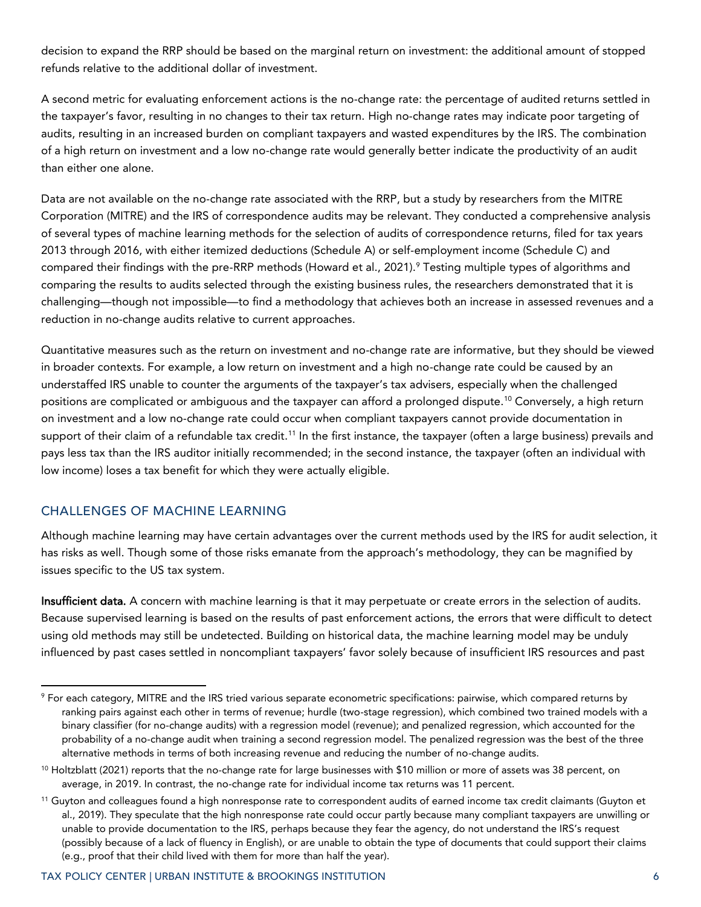decision to expand the RRP should be based on the marginal return on investment: the additional amount of stopped refunds relative to the additional dollar of investment.

A second metric for evaluating enforcement actions is the no-change rate: the percentage of audited returns settled in the taxpayer's favor, resulting in no changes to their tax return. High no-change rates may indicate poor targeting of audits, resulting in an increased burden on compliant taxpayers and wasted expenditures by the IRS. The combination of a high return on investment and a low no-change rate would generally better indicate the productivity of an audit than either one alone.

Data are not available on the no-change rate associated with the RRP, but a study by researchers from the MITRE Corporation (MITRE) and the IRS of correspondence audits may be relevant. They conducted a comprehensive analysis of several types of machine learning methods for the selection of audits of correspondence returns, filed for tax years 2013 through 2016, with either itemized deductions (Schedule A) or self-employment income (Schedule C) and compared their findings with the pre-RRP methods (Howard et al., 2021).[9] Testing multiple types of algorithms and comparing the results to audits selected through the existing business rules, the researchers demonstrated that it is challenging—though not impossible—to find a methodology that achieves both an increase in assessed revenues and a reduction in no-change audits relative to current approaches.

Quantitative measures such as the return on investment and no-change rate are informative, but they should be viewed in broader contexts. For example, a low return on investment and a high no-change rate could be caused by an understaffed IRS unable to counter the arguments of the taxpayer's tax advisers, especially when the challenged positions are complicated or ambiguous and the taxpayer can afford a prolonged dispute.[10] Conversely, a high return on investment and a low no-change rate could occur when compliant taxpayers cannot provide documentation in support of their claim of a refundable tax credit.[11] In the first instance, the taxpayer (often a large business) prevails and pays less tax than the IRS auditor initially recommended; in the second instance, the taxpayer (often an individual with low income) loses a tax benefit for which they were actually eligible.

## CHALLENGES OF MACHINE LEARNING

Although machine learning may have certain advantages over the current methods used by the IRS for audit selection, it has risks as well. Though some of those risks emanate from the approach's methodology, they can be magnified by issues specific to the US tax system.

**Insufficient data.** A concern with machine learning is that it may perpetuate or create errors in the selection of audits. Because supervised learning is based on the results of past enforcement actions, the errors that were difficult to detect using old methods may still be undetected. Building on historical data, the machine learning model may be unduly influenced by past cases settled in noncompliant taxpayers' favor solely because of insufficient IRS resources and past

[9] For each category, MITRE and the IRS tried various separate econometric specifications: pairwise, which compared returns by ranking pairs against each other in terms of revenue; hurdle (two-stage regression), which combined two trained models with a binary classifier (for no-change audits) with a regression model (revenue); and penalized regression, which accounted for the probability of a no-change audit when training a second regression model. The penalized regression was the best of the three alternative methods in terms of both increasing revenue and reducing the number of no-change audits.

[10] Holtzblatt (2021) reports that the no-change rate for large businesses with $10 million or more of assets was 38 percent, on average, in 2019. In contrast, the no-change rate for individual income tax returns was 11 percent.

[11] Guyton and colleagues found a high nonresponse rate to correspondent audits of earned income tax credit claimants (Guyton et al., 2019). They speculate that the high nonresponse rate could occur partly because many compliant taxpayers are unwilling or unable to provide documentation to the IRS, perhaps because they fear the agency, do not understand the IRS's request (possibly because of a lack of fluency in English), or are unable to obtain the type of documents that could support their claims (e.g., proof that their child lived with them for more than half the year).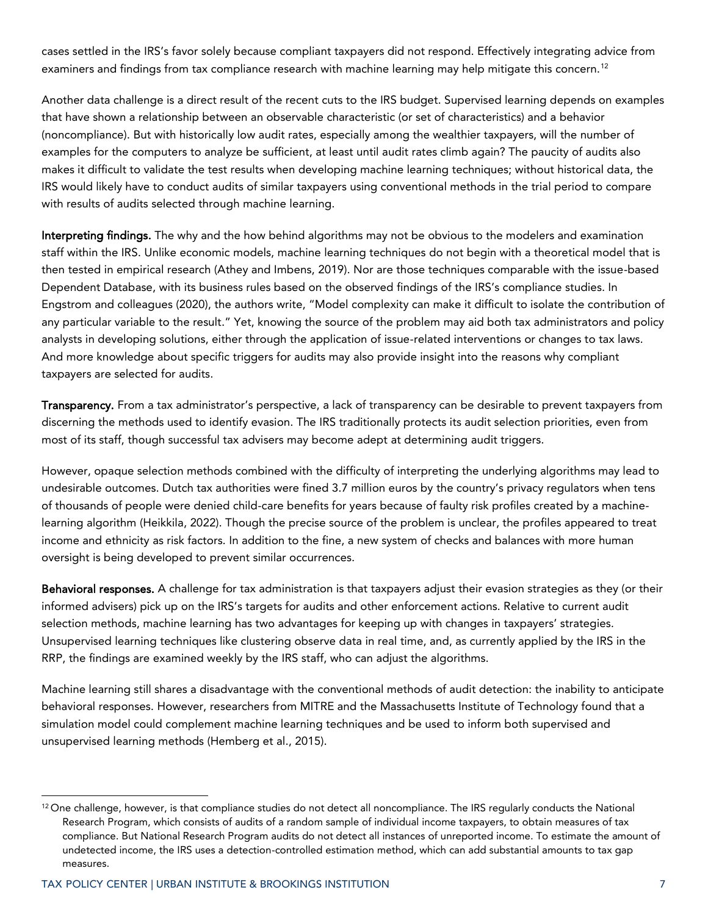cases settled in the IRS's favor solely because compliant taxpayers did not respond. Effectively integrating advice from examiners and findings from tax compliance research with machine learning may help mitigate this concern.[12]

Another data challenge is a direct result of the recent cuts to the IRS budget. Supervised learning depends on examples that have shown a relationship between an observable characteristic (or set of characteristics) and a behavior (noncompliance). But with historically low audit rates, especially among the wealthier taxpayers, will the number of examples for the computers to analyze be sufficient, at least until audit rates climb again? The paucity of audits also makes it difficult to validate the test results when developing machine learning techniques; without historical data, the IRS would likely have to conduct audits of similar taxpayers using conventional methods in the trial period to compare with results of audits selected through machine learning.

**Interpreting findings.** The why and the how behind algorithms may not be obvious to the modelers and examination staff within the IRS. Unlike economic models, machine learning techniques do not begin with a theoretical model that is then tested in empirical research (Athey and Imbens, 2019). Nor are those techniques comparable with the issue-based Dependent Database, with its business rules based on the observed findings of the IRS's compliance studies. In Engstrom and colleagues (2020), the authors write, "Model complexity can make it difficult to isolate the contribution of any particular variable to the result." Yet, knowing the source of the problem may aid both tax administrators and policy analysts in developing solutions, either through the application of issue-related interventions or changes to tax laws. And more knowledge about specific triggers for audits may also provide insight into the reasons why compliant taxpayers are selected for audits.

**Transparency.** From a tax administrator's perspective, a lack of transparency can be desirable to prevent taxpayers from discerning the methods used to identify evasion. The IRS traditionally protects its audit selection priorities, even from most of its staff, though successful tax advisers may become adept at determining audit triggers.

However, opaque selection methods combined with the difficulty of interpreting the underlying algorithms may lead to undesirable outcomes. Dutch tax authorities were fined 3.7 million euros by the country's privacy regulators when tens of thousands of people were denied child-care benefits for years because of faulty risk profiles created by a machine-learning algorithm (Heikkila, 2022). Though the precise source of the problem is unclear, the profiles appeared to treat income and ethnicity as risk factors. In addition to the fine, a new system of checks and balances with more human oversight is being developed to prevent similar occurrences.

**Behavioral responses.** A challenge for tax administration is that taxpayers adjust their evasion strategies as they (or their informed advisers) pick up on the IRS's targets for audits and other enforcement actions. Relative to current audit selection methods, machine learning has two advantages for keeping up with changes in taxpayers' strategies. Unsupervised learning techniques like clustering observe data in real time, and, as currently applied by the IRS in the RRP, the findings are examined weekly by the IRS staff, who can adjust the algorithms.

Machine learning still shares a disadvantage with the conventional methods of audit detection: the inability to anticipate behavioral responses. However, researchers from MITRE and the Massachusetts Institute of Technology found that a simulation model could complement machine learning techniques and be used to inform both supervised and unsupervised learning methods (Hemberg et al., 2015).

---

[12] One challenge, however, is that compliance studies do not detect all noncompliance. The IRS regularly conducts the National Research Program, which consists of audits of a random sample of individual income taxpayers, to obtain measures of tax compliance. But National Research Program audits do not detect all instances of unreported income. To estimate the amount of undetected income, the IRS uses a detection-controlled estimation method, which can add substantial amounts to tax gap measures.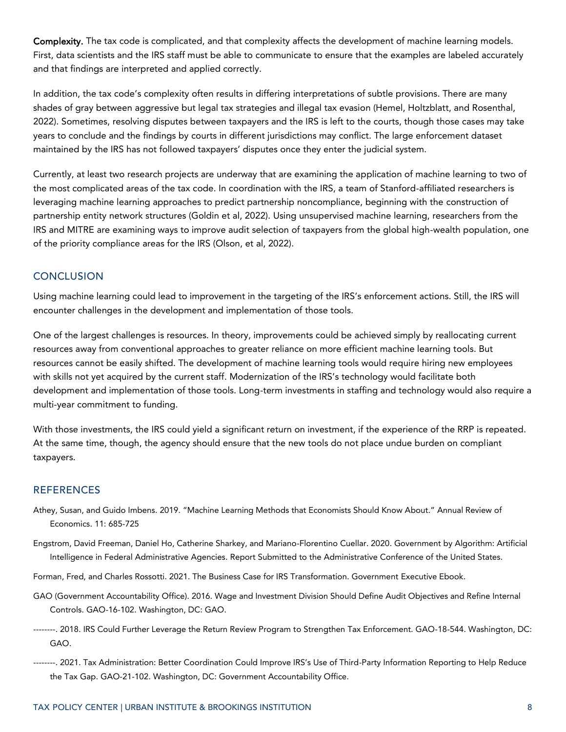**Complexity.** The tax code is complicated, and that complexity affects the development of machine learning models. First, data scientists and the IRS staff must be able to communicate to ensure that the examples are labeled accurately and that findings are interpreted and applied correctly.

In addition, the tax code's complexity often results in differing interpretations of subtle provisions. There are many shades of gray between aggressive but legal tax strategies and illegal tax evasion (Hemel, Holtzblatt, and Rosenthal, 2022). Sometimes, resolving disputes between taxpayers and the IRS is left to the courts, though those cases may take years to conclude and the findings by courts in different jurisdictions may conflict. The large enforcement dataset maintained by the IRS has not followed taxpayers' disputes once they enter the judicial system.

Currently, at least two research projects are underway that are examining the application of machine learning to two of the most complicated areas of the tax code. In coordination with the IRS, a team of Stanford-affiliated researchers is leveraging machine learning approaches to predict partnership noncompliance, beginning with the construction of partnership entity network structures (Goldin et al, 2022). Using unsupervised machine learning, researchers from the IRS and MITRE are examining ways to improve audit selection of taxpayers from the global high-wealth population, one of the priority compliance areas for the IRS (Olson, et al, 2022).

## CONCLUSION

Using machine learning could lead to improvement in the targeting of the IRS's enforcement actions. Still, the IRS will encounter challenges in the development and implementation of those tools.

One of the largest challenges is resources. In theory, improvements could be achieved simply by reallocating current resources away from conventional approaches to greater reliance on more efficient machine learning tools. But resources cannot be easily shifted. The development of machine learning tools would require hiring new employees with skills not yet acquired by the current staff. Modernization of the IRS's technology would facilitate both development and implementation of those tools. Long-term investments in staffing and technology would also require a multi-year commitment to funding.

With those investments, the IRS could yield a significant return on investment, if the experience of the RRP is repeated. At the same time, though, the agency should ensure that the new tools do not place undue burden on compliant taxpayers.

## REFERENCES

Athey, Susan, and Guido Imbens. 2019. "Machine Learning Methods that Economists Should Know About." Annual Review of Economics. 11: 685-725

Engstrom, David Freeman, Daniel Ho, Catherine Sharkey, and Mariano-Florentino Cuellar. 2020. Government by Algorithm: Artificial Intelligence in Federal Administrative Agencies. Report Submitted to the Administrative Conference of the United States.

Forman, Fred, and Charles Rossotti. 2021. The Business Case for IRS Transformation. Government Executive Ebook.

GAO (Government Accountability Office). 2016. Wage and Investment Division Should Define Audit Objectives and Refine Internal Controls. GAO-16-102. Washington, DC: GAO.

--------. 2018. IRS Could Further Leverage the Return Review Program to Strengthen Tax Enforcement. GAO-18-544. Washington, DC: GAO.

--------. 2021. Tax Administration: Better Coordination Could Improve IRS's Use of Third-Party Information Reporting to Help Reduce the Tax Gap. GAO-21-102. Washington, DC: Government Accountability Office.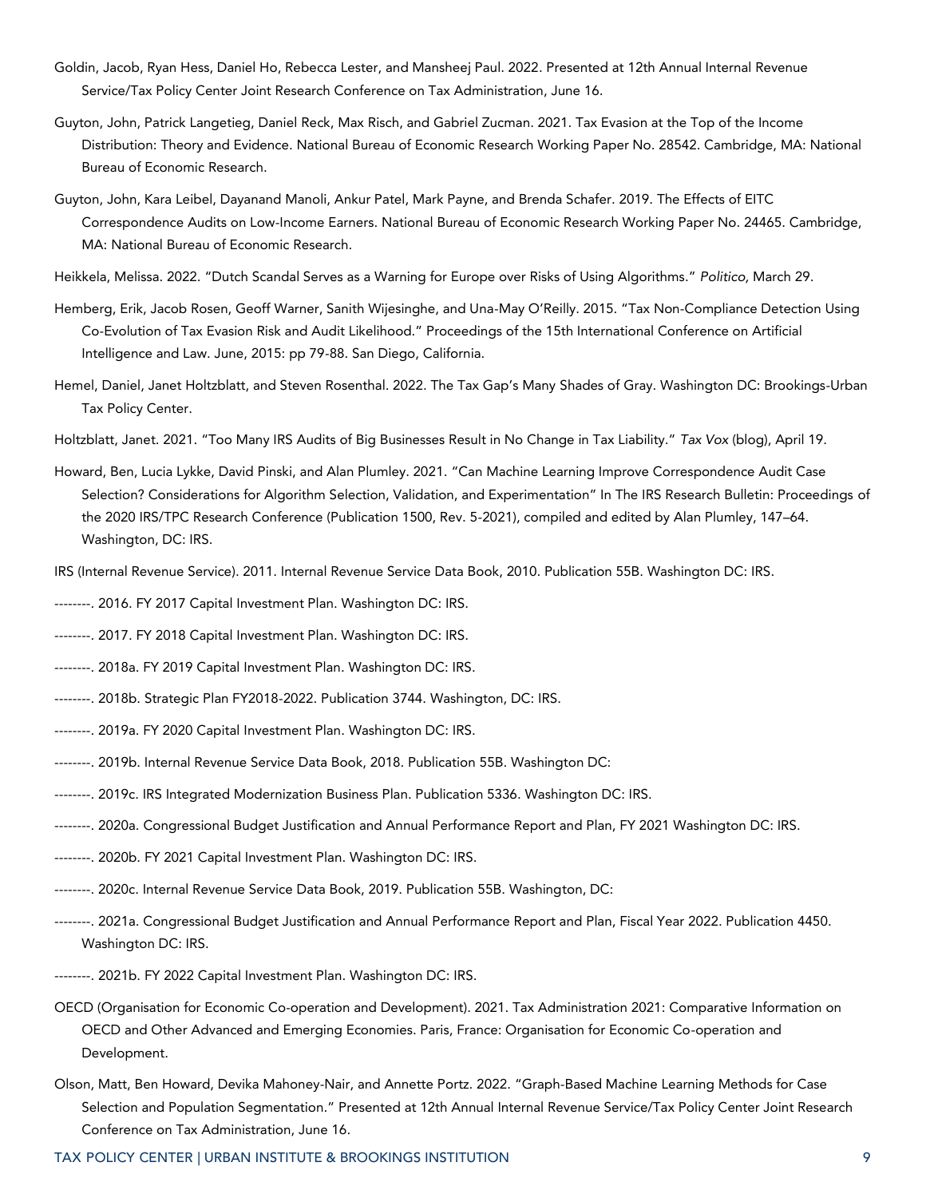Goldin, Jacob, Ryan Hess, Daniel Ho, Rebecca Lester, and Mansheej Paul. 2022. Presented at 12th Annual Internal Revenue Service/Tax Policy Center Joint Research Conference on Tax Administration, June 16.

Guyton, John, Patrick Langetieg, Daniel Reck, Max Risch, and Gabriel Zucman. 2021. Tax Evasion at the Top of the Income Distribution: Theory and Evidence. National Bureau of Economic Research Working Paper No. 28542. Cambridge, MA: National Bureau of Economic Research.

Guyton, John, Kara Leibel, Dayanand Manoli, Ankur Patel, Mark Payne, and Brenda Schafer. 2019. The Effects of EITC Correspondence Audits on Low-Income Earners. National Bureau of Economic Research Working Paper No. 24465. Cambridge, MA: National Bureau of Economic Research.

Heikkela, Melissa. 2022. "Dutch Scandal Serves as a Warning for Europe over Risks of Using Algorithms." *Politico,* March 29.

Hemberg, Erik, Jacob Rosen, Geoff Warner, Sanith Wijesinghe, and Una-May O'Reilly. 2015. "Tax Non-Compliance Detection Using Co-Evolution of Tax Evasion Risk and Audit Likelihood." Proceedings of the 15th International Conference on Artificial Intelligence and Law. June, 2015: pp 79-88. San Diego, California.

Hemel, Daniel, Janet Holtzblatt, and Steven Rosenthal. 2022. The Tax Gap's Many Shades of Gray. Washington DC: Brookings-Urban Tax Policy Center.

Holtzblatt, Janet. 2021. "Too Many IRS Audits of Big Businesses Result in No Change in Tax Liability." *Tax Vox* (blog), April 19.

Howard, Ben, Lucia Lykke, David Pinski, and Alan Plumley. 2021. "Can Machine Learning Improve Correspondence Audit Case Selection? Considerations for Algorithm Selection, Validation, and Experimentation" In The IRS Research Bulletin: Proceedings of the 2020 IRS/TPC Research Conference (Publication 1500, Rev. 5-2021), compiled and edited by Alan Plumley, 147–64. Washington, DC: IRS.

IRS (Internal Revenue Service). 2011. Internal Revenue Service Data Book, 2010. Publication 55B. Washington DC: IRS.

--------. 2016. FY 2017 Capital Investment Plan. Washington DC: IRS.

--------. 2017. FY 2018 Capital Investment Plan. Washington DC: IRS.

--------. 2018a. FY 2019 Capital Investment Plan. Washington DC: IRS.

--------. 2018b. Strategic Plan FY2018-2022. Publication 3744. Washington, DC: IRS.

--------. 2019a. FY 2020 Capital Investment Plan. Washington DC: IRS.

--------. 2019b. Internal Revenue Service Data Book, 2018. Publication 55B. Washington DC:

--------. 2019c. IRS Integrated Modernization Business Plan. Publication 5336. Washington DC: IRS.

--------. 2020a. Congressional Budget Justification and Annual Performance Report and Plan, FY 2021 Washington DC: IRS.

--------. 2020b. FY 2021 Capital Investment Plan. Washington DC: IRS.

--------. 2020c. Internal Revenue Service Data Book, 2019. Publication 55B. Washington, DC:

--------. 2021a. Congressional Budget Justification and Annual Performance Report and Plan, Fiscal Year 2022. Publication 4450. Washington DC: IRS.

--------. 2021b. FY 2022 Capital Investment Plan. Washington DC: IRS.

OECD (Organisation for Economic Co-operation and Development). 2021. Tax Administration 2021: Comparative Information on OECD and Other Advanced and Emerging Economies. Paris, France: Organisation for Economic Co-operation and Development.

Olson, Matt, Ben Howard, Devika Mahoney-Nair, and Annette Portz. 2022. "Graph-Based Machine Learning Methods for Case Selection and Population Segmentation." Presented at 12th Annual Internal Revenue Service/Tax Policy Center Joint Research Conference on Tax Administration, June 16.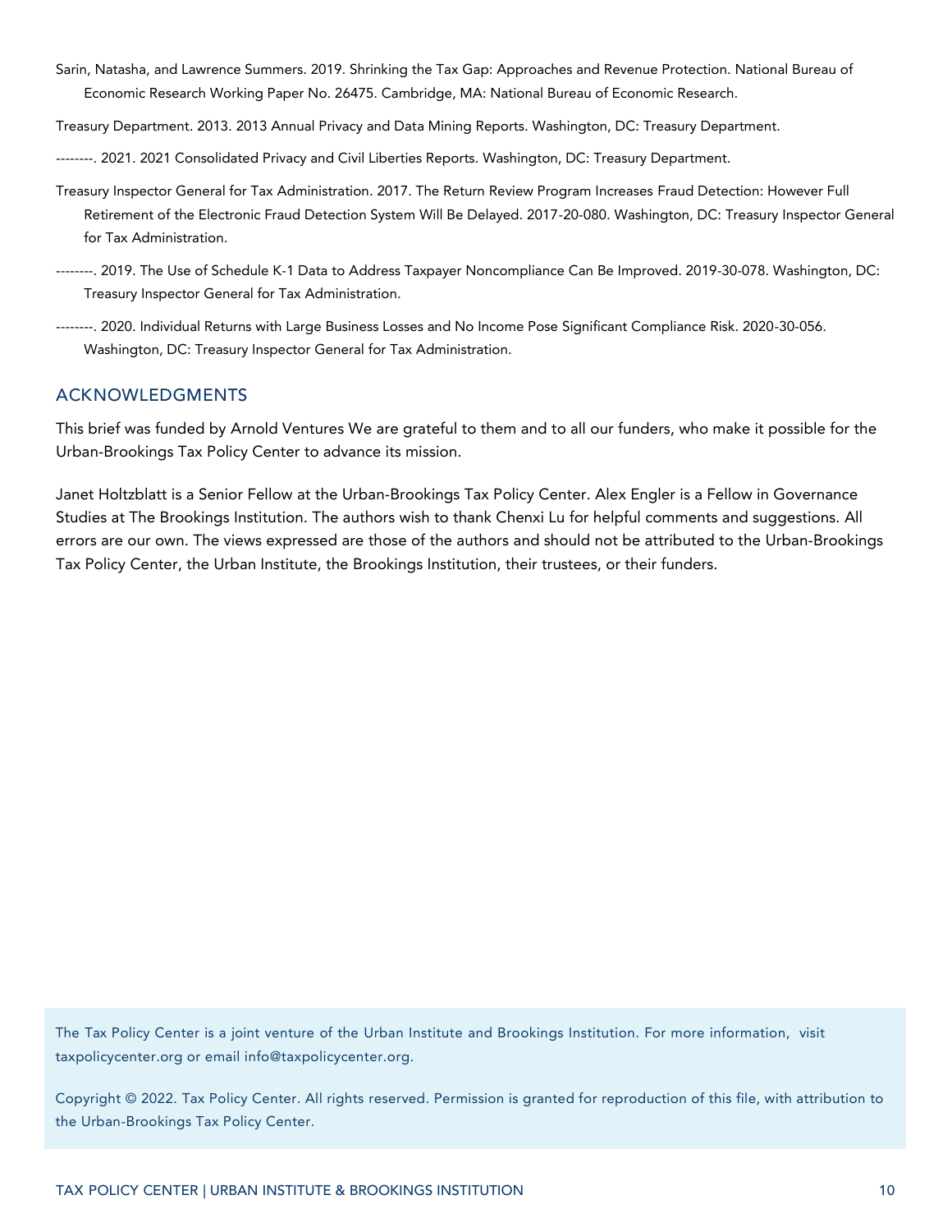Sarin, Natasha, and Lawrence Summers. 2019. Shrinking the Tax Gap: Approaches and Revenue Protection. National Bureau of Economic Research Working Paper No. 26475. Cambridge, MA: National Bureau of Economic Research.

Treasury Department. 2013. 2013 Annual Privacy and Data Mining Reports. Washington, DC: Treasury Department.

--------. 2021. 2021 Consolidated Privacy and Civil Liberties Reports. Washington, DC: Treasury Department.

Treasury Inspector General for Tax Administration. 2017. The Return Review Program Increases Fraud Detection: However Full Retirement of the Electronic Fraud Detection System Will Be Delayed. 2017-20-080. Washington, DC: Treasury Inspector General for Tax Administration.

--------. 2019. The Use of Schedule K-1 Data to Address Taxpayer Noncompliance Can Be Improved. 2019-30-078. Washington, DC: Treasury Inspector General for Tax Administration.

--------. 2020. Individual Returns with Large Business Losses and No Income Pose Significant Compliance Risk. 2020-30-056. Washington, DC: Treasury Inspector General for Tax Administration.

## ACKNOWLEDGMENTS

This brief was funded by Arnold Ventures We are grateful to them and to all our funders, who make it possible for the Urban-Brookings Tax Policy Center to advance its mission.

Janet Holtzblatt is a Senior Fellow at the Urban-Brookings Tax Policy Center. Alex Engler is a Fellow in Governance Studies at The Brookings Institution. The authors wish to thank Chenxi Lu for helpful comments and suggestions. All errors are our own. The views expressed are those of the authors and should not be attributed to the Urban-Brookings Tax Policy Center, the Urban Institute, the Brookings Institution, their trustees, or their funders.

The Tax Policy Center is a joint venture of the Urban Institute and Brookings Institution. For more information, visit taxpolicycenter.org or email info@taxpolicycenter.org.

Copyright © 2022. Tax Policy Center. All rights reserved. Permission is granted for reproduction of this file, with attribution to the Urban-Brookings Tax Policy Center.